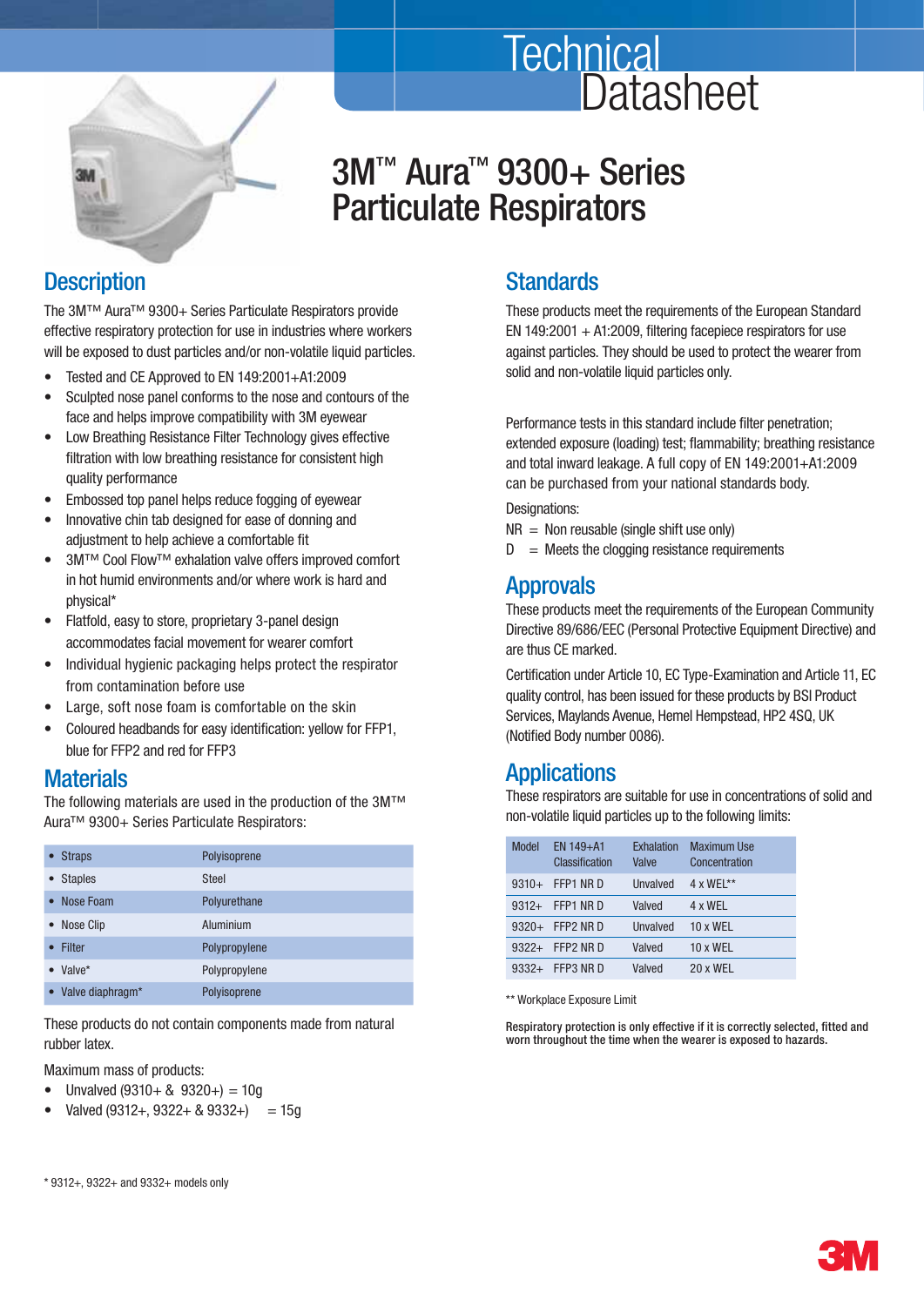# Technical Datasheet

# 3M™ Aura™ 9300+ Series Particulate Respirators

## Description

The 3M™ Aura™ 9300+ Series Particulate Respirators provide effective respiratory protection for use in industries where workers will be exposed to dust particles and/or non-volatile liquid particles.

- Tested and CE Approved to EN 149:2001+A1:2009
- Sculpted nose panel conforms to the nose and contours of the face and helps improve compatibility with 3M eyewear
- Low Breathing Resistance Filter Technology gives effective filtration with low breathing resistance for consistent high quality performance
- Embossed top panel helps reduce fogging of eyewear
- Innovative chin tab designed for ease of donning and adjustment to help achieve a comfortable fit
- 3M™ Cool Flow™ exhalation valve offers improved comfort in hot humid environments and/or where work is hard and physical*
- Flatfold, easy to store, proprietary 3-panel design accommodates facial movement for wearer comfort
- Individual hygienic packaging helps protect the respirator from contamination before use
- Large, soft nose foam is comfortable on the skin
- Coloured headbands for easy identification: yellow for FFP1, blue for FFP2 and red for FFP3

## Materials

The following materials are used in the production of the 3M™ Aura™ 9300+ Series Particulate Respirators:

| Component | Material |
|---|---|
| • Straps | Polyisoprene |
| • Staples | Steel |
| • Nose Foam | Polyurethane |
| • Nose Clip | Aluminium |
| • Filter | Polypropylene |
| • Valve* | Polypropylene |
| • Valve diaphragm* | Polyisoprene |

These products do not contain components made from natural rubber latex.

Maximum mass of products:

- Unvalved (9310+ & 9320+) = 10g
- Valved (9312+, 9322+ & 9332+) = 15g

\* 9312+, 9322+ and 9332+ models only

## Standards

These products meet the requirements of the European Standard EN 149:2001 + A1:2009, filtering facepiece respirators for use against particles. They should be used to protect the wearer from solid and non-volatile liquid particles only.

Performance tests in this standard include filter penetration; extended exposure (loading) test; flammability; breathing resistance and total inward leakage. A full copy of EN 149:2001+A1:2009 can be purchased from your national standards body.

Designations:

NR = Non reusable (single shift use only)

D = Meets the clogging resistance requirements

## Approvals

These products meet the requirements of the European Community Directive 89/686/EEC (Personal Protective Equipment Directive) and are thus CE marked.

Certification under Article 10, EC Type-Examination and Article 11, EC quality control, has been issued for these products by BSI Product Services, Maylands Avenue, Hemel Hempstead, HP2 4SQ, UK (Notified Body number 0086).

## Applications

These respirators are suitable for use in concentrations of solid and non-volatile liquid particles up to the following limits:

| Model | EN 149+A1 Classification | Exhalation Valve | Maximum Use Concentration |
|---|---|---|---|
| 9310+ | FFP1 NR D | Unvalved | 4 x WEL** |
| 9312+ | FFP1 NR D | Valved | 4 x WEL |
| 9320+ | FFP2 NR D | Unvalved | 10 x WEL |
| 9322+ | FFP2 NR D | Valved | 10 x WEL |
| 9332+ | FFP3 NR D | Valved | 20 x WEL |

\*\* Workplace Exposure Limit

**Respiratory protection is only effective if it is correctly selected, fitted and worn throughout the time when the wearer is exposed to hazards.**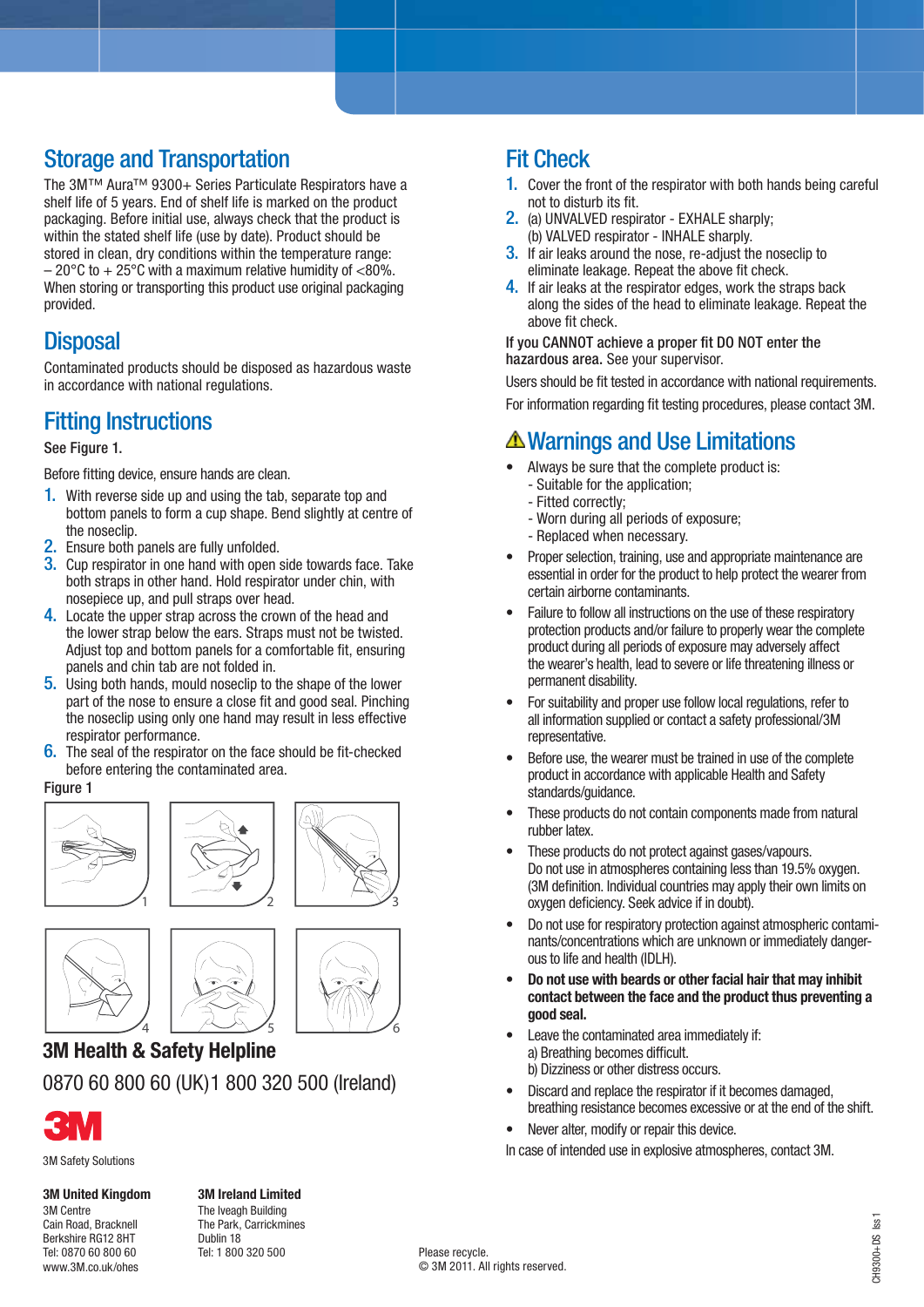## Storage and Transportation

The 3M™ Aura™ 9300+ Series Particulate Respirators have a shelf life of 5 years. End of shelf life is marked on the product packaging. Before initial use, always check that the product is within the stated shelf life (use by date). Product should be stored in clean, dry conditions within the temperature range: – 20°C to + 25°C with a maximum relative humidity of <80%. When storing or transporting this product use original packaging provided.

## Disposal

Contaminated products should be disposed as hazardous waste in accordance with national regulations.

## Fitting Instructions

See Figure 1.

Before fitting device, ensure hands are clean.

1. With reverse side up and using the tab, separate top and bottom panels to form a cup shape. Bend slightly at centre of the noseclip.
2. Ensure both panels are fully unfolded.
3. Cup respirator in one hand with open side towards face. Take both straps in other hand. Hold respirator under chin, with nosepiece up, and pull straps over head.
4. Locate the upper strap across the crown of the head and the lower strap below the ears. Straps must not be twisted. Adjust top and bottom panels for a comfortable fit, ensuring panels and chin tab are not folded in.
5. Using both hands, mould noseclip to the shape of the lower part of the nose to ensure a close fit and good seal. Pinching the noseclip using only one hand may result in less effective respirator performance.
6. The seal of the respirator on the face should be fit-checked before entering the contaminated area.

Figure 1

1

2

3

4

5

6

## 3M Health & Safety Helpline

0870 60 800 60 (UK) 1 800 320 500 (Ireland)

3M

3M Safety Solutions

**3M United Kingdom**
3M Centre
Cain Road, Bracknell
Berkshire RG12 8HT
Tel: 0870 60 800 60
www.3M.co.uk/ohes

**3M Ireland Limited**
The Iveagh Building
The Park, Carrickmines
Dublin 18
Tel: 1 800 320 500

## Fit Check

1. Cover the front of the respirator with both hands being careful not to disturb its fit.
2. (a) UNVALVED respirator - EXHALE sharply;
   (b) VALVED respirator - INHALE sharply.
3. If air leaks around the nose, re-adjust the noseclip to eliminate leakage. Repeat the above fit check.
4. If air leaks at the respirator edges, work the straps back along the sides of the head to eliminate leakage. Repeat the above fit check.

**If you CANNOT achieve a proper fit DO NOT enter the hazardous area.** See your supervisor.

Users should be fit tested in accordance with national requirements.

For information regarding fit testing procedures, please contact 3M.

## ⚠ Warnings and Use Limitations

- Always be sure that the complete product is:
  - Suitable for the application;
  - Fitted correctly;
  - Worn during all periods of exposure;
  - Replaced when necessary.
- Proper selection, training, use and appropriate maintenance are essential in order for the product to help protect the wearer from certain airborne contaminants.
- Failure to follow all instructions on the use of these respiratory protection products and/or failure to properly wear the complete product during all periods of exposure may adversely affect the wearer's health, lead to severe or life threatening illness or permanent disability.
- For suitability and proper use follow local regulations, refer to all information supplied or contact a safety professional/3M representative.
- Before use, the wearer must be trained in use of the complete product in accordance with applicable Health and Safety standards/guidance.
- These products do not contain components made from natural rubber latex.
- These products do not protect against gases/vapours. Do not use in atmospheres containing less than 19.5% oxygen. (3M definition. Individual countries may apply their own limits on oxygen deficiency. Seek advice if in doubt).
- Do not use for respiratory protection against atmospheric contaminants/concentrations which are unknown or immediately dangerous to life and health (IDLH).
- **Do not use with beards or other facial hair that may inhibit contact between the face and the product thus preventing a good seal.**
- Leave the contaminated area immediately if:
  a) Breathing becomes difficult.
  b) Dizziness or other distress occurs.
- Discard and replace the respirator if it becomes damaged, breathing resistance becomes excessive or at the end of the shift.
- Never alter, modify or repair this device.

In case of intended use in explosive atmospheres, contact 3M.

Please recycle.
© 3M 2011. All rights reserved.

CH9300+-DS Iss 1